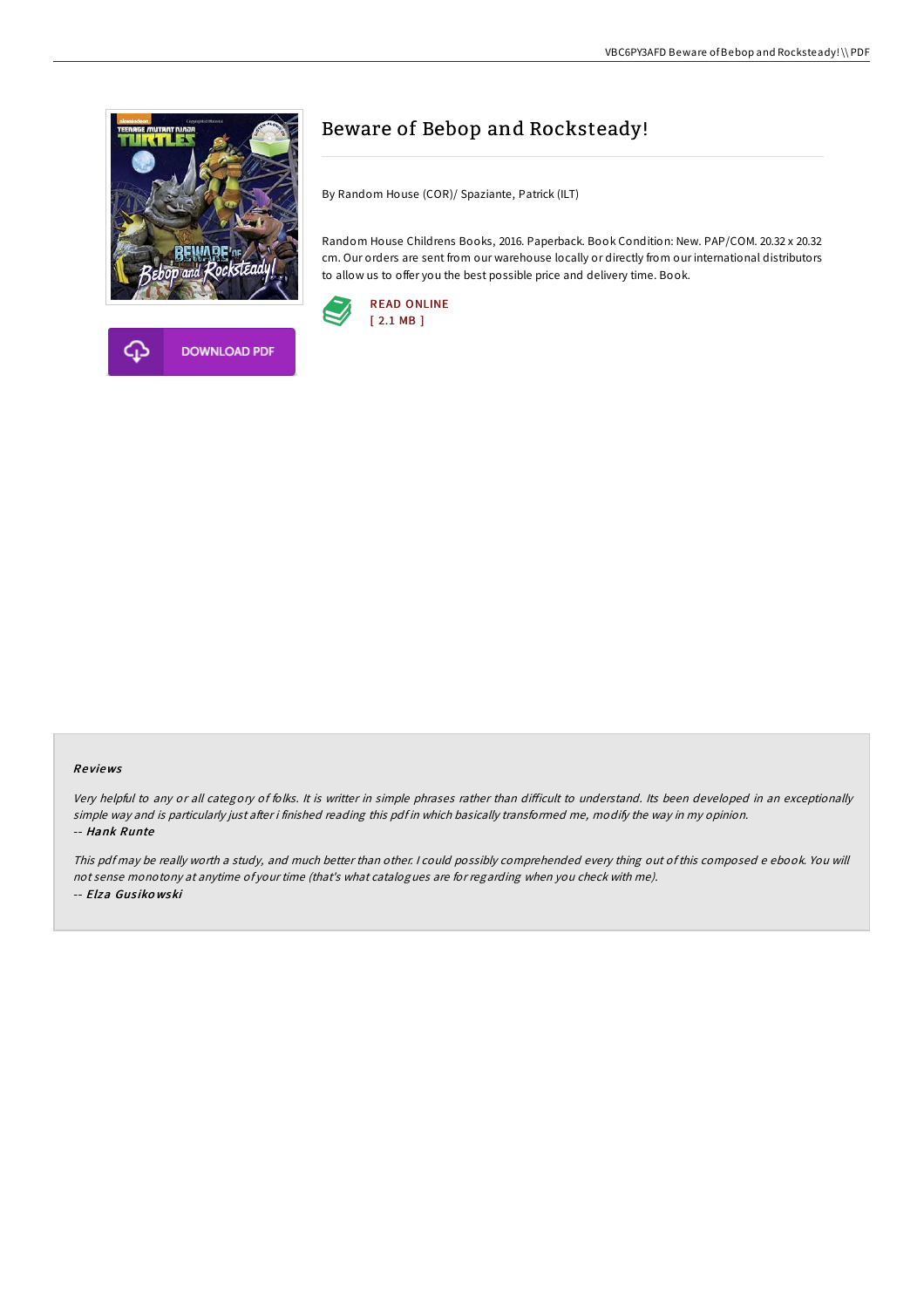# Beware of Bebop and Rocksteady!

By Random House (COR)/ Spaziante, Patrick (ILT)

Random House Childrens Books, 2016. Paperback. Book Condition: New. PAP/COM. 20.32 x 20.32 cm. Our orders are sent from our warehouse locally or directly from our international distributors to allow us to offer you the best possible price and delivery time. Book.

READ ONLINE
[ 2.1 MB ]

DOWNLOAD PDF

### Reviews

*Very helpful to any or all category of folks. It is writter in simple phrases rather than difficult to understand. Its been developed in an exceptionally simple way and is particularly just after i finished reading this pdf in which basically transformed me, modify the way in my opinion.*
-- *Hank Runte*

*This pdf may be really worth a study, and much better than other. I could possibly comprehended every thing out of this composed e ebook. You will not sense monotony at anytime of your time (that's what catalogues are for regarding when you check with me).*
-- *Elza Gusikowski*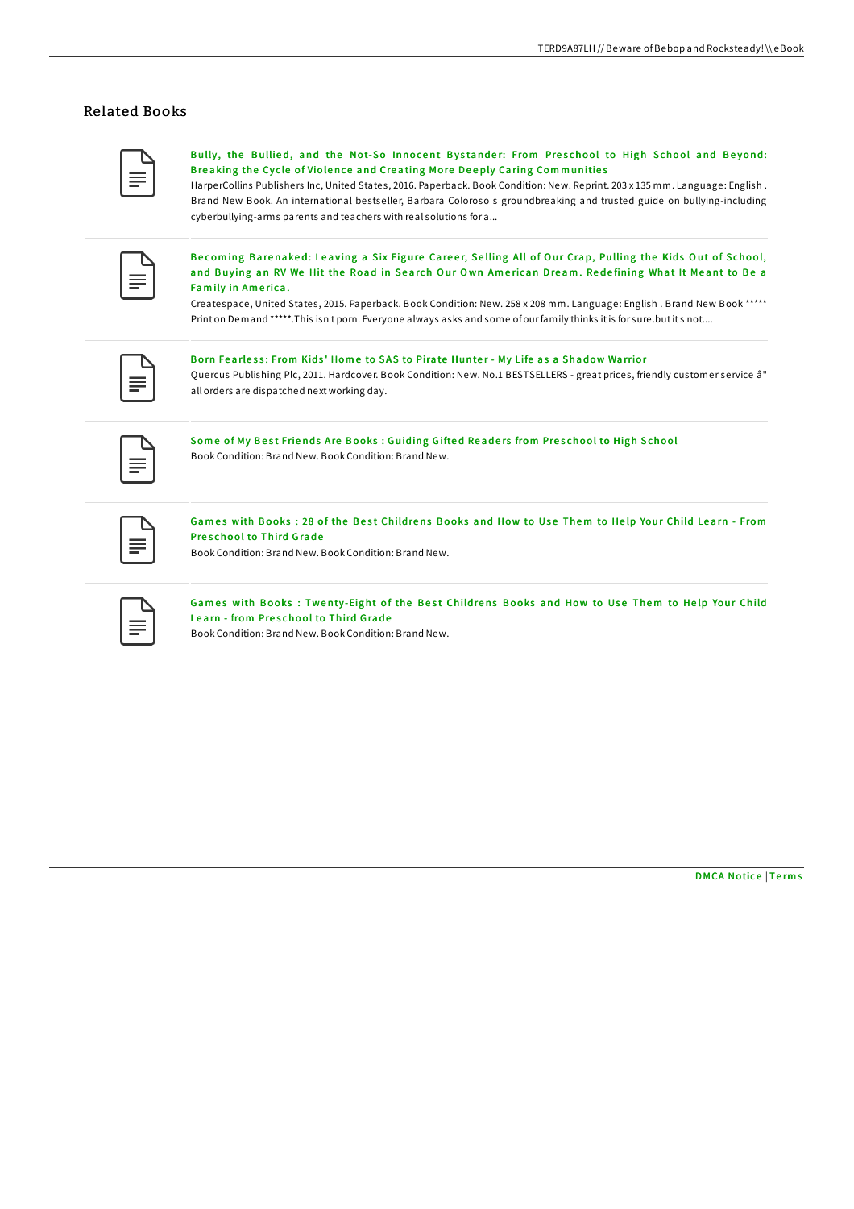## Related Books

**Bully, the Bullied, and the Not-So Innocent Bystander: From Preschool to High School and Beyond: Breaking the Cycle of Violence and Creating More Deeply Caring Communities**

HarperCollins Publishers Inc, United States, 2016. Paperback. Book Condition: New. Reprint. 203 x 135 mm. Language: English . Brand New Book. An international bestseller, Barbara Coloroso s groundbreaking and trusted guide on bullying-including cyberbullying-arms parents and teachers with real solutions for a...

**Becoming Barenaked: Leaving a Six Figure Career, Selling All of Our Crap, Pulling the Kids Out of School, and Buying an RV We Hit the Road in Search Our Own American Dream. Redefining What It Meant to Be a Family in America.**

Createspace, United States, 2015. Paperback. Book Condition: New. 258 x 208 mm. Language: English . Brand New Book ***** Print on Demand *****.This isn t porn. Everyone always asks and some of our family thinks it is for sure.but it s not....

**Born Fearless: From Kids' Home to SAS to Pirate Hunter - My Life as a Shadow Warrior**

Quercus Publishing Plc, 2011. Hardcover. Book Condition: New. No.1 BESTSELLERS - great prices, friendly customer service â" all orders are dispatched next working day.

**Some of My Best Friends Are Books : Guiding Gifted Readers from Preschool to High School**

Book Condition: Brand New. Book Condition: Brand New.

**Games with Books : 28 of the Best Childrens Books and How to Use Them to Help Your Child Learn - From Preschool to Third Grade**

Book Condition: Brand New. Book Condition: Brand New.

**Games with Books : Twenty-Eight of the Best Childrens Books and How to Use Them to Help Your Child Learn - from Preschool to Third Grade**

Book Condition: Brand New. Book Condition: Brand New.

DMCA Notice | Terms